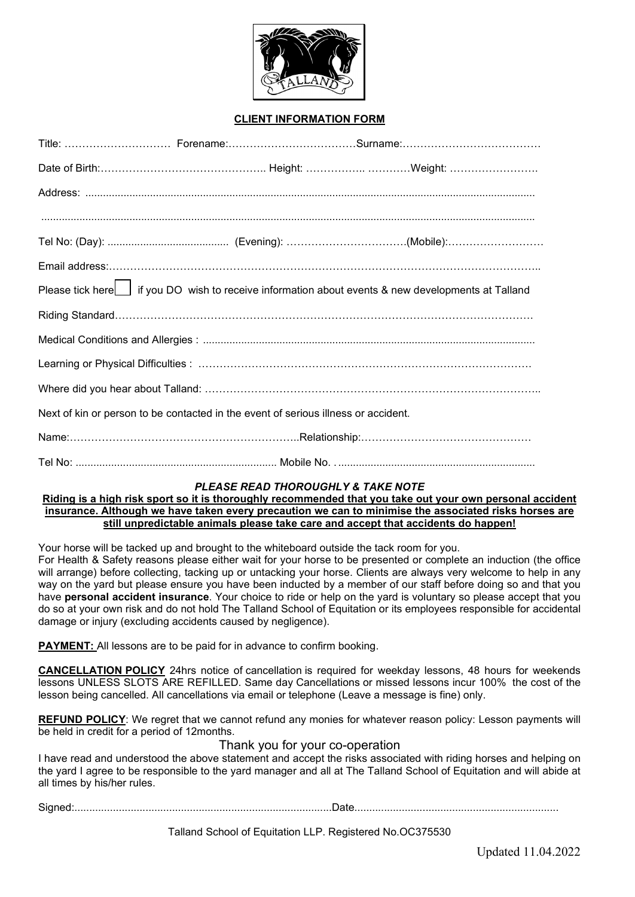**CLIENT INFORMATION FORM**

Title: ………………………… Forename:………………………………Surname:…………………………………

Date of Birth:……………………………………….. Height: …………….. …………Weight: …………………….

Address: ......................................................................................................................................................

.....................................................................................................................................................................

Tel No: (Day): ........................................ (Evening): ……………………………(Mobile):………………………

Email address:…………………………………………………………………………………………………..

Please tick here ☐ if you DO wish to receive information about events & new developments at Talland

Riding Standard……………………………………………………………………………………………………

Medical Conditions and Allergies : ................................................................................................................

Learning or Physical Difficulties : ………………………………………………………………………………

Where did you hear about Talland: ………………………………………………………………………………..

Next of kin or person to be contacted in the event of serious illness or accident.

Name:………………………………………………………..Relationship:…………………………………………

Tel No: .................................................................... Mobile No. . ...................................................................

***PLEASE READ THOROUGHLY & TAKE NOTE***

**Riding is a high risk sport so it is thoroughly recommended that you take out your own personal accident insurance. Although we have taken every precaution we can to minimise the associated risks horses are still unpredictable animals please take care and accept that accidents do happen!**

Your horse will be tacked up and brought to the whiteboard outside the tack room for you.
For Health & Safety reasons please either wait for your horse to be presented or complete an induction (the office will arrange) before collecting, tacking up or untacking your horse. Clients are always very welcome to help in any way on the yard but please ensure you have been inducted by a member of our staff before doing so and that you have **personal accident insurance**. Your choice to ride or help on the yard is voluntary so please accept that you do so at your own risk and do not hold The Talland School of Equitation or its employees responsible for accidental damage or injury (excluding accidents caused by negligence).

**PAYMENT:** All lessons are to be paid for in advance to confirm booking.

**CANCELLATION POLICY** 24hrs notice of cancellation is required for weekday lessons, 48 hours for weekends lessons UNLESS SLOTS ARE REFILLED. Same day Cancellations or missed lessons incur 100% the cost of the lesson being cancelled. All cancellations via email or telephone (Leave a message is fine) only.

**REFUND POLICY**: We regret that we cannot refund any monies for whatever reason policy: Lesson payments will be held in credit for a period of 12months.

Thank you for your co-operation

I have read and understood the above statement and accept the risks associated with riding horses and helping on the yard I agree to be responsible to the yard manager and all at The Talland School of Equitation and will abide at all times by his/her rules.

Signed:.......................................................................................Date.....................................................................

Talland School of Equitation LLP. Registered No.OC375530

Updated 11.04.2022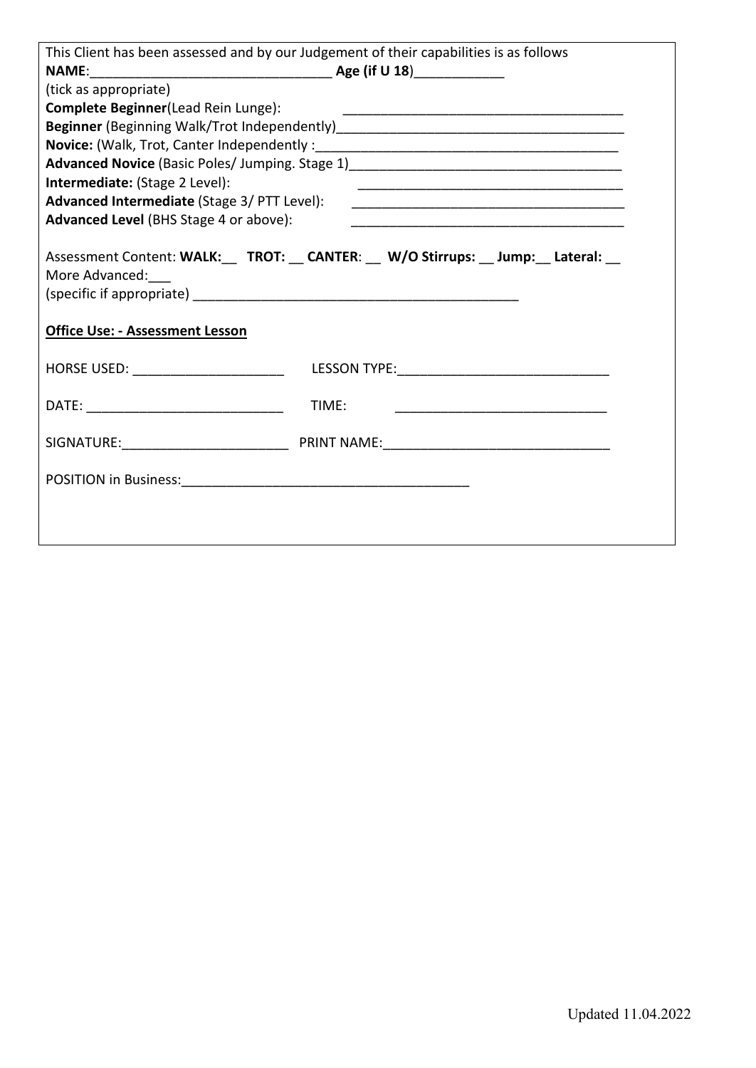This Client has been assessed and by our Judgement of their capabilities is as follows

**NAME**:________________________________ **Age (if U 18**)____________

(tick as appropriate)

**Complete Beginner**(Lead Rein Lunge): ______________________________________

**Beginner** (Beginning Walk/Trot Independently)______________________________________

**Novice:** (Walk, Trot, Canter Independently :_________________________________________

**Advanced Novice** (Basic Poles/ Jumping. Stage 1)____________________________________

**Intermediate:** (Stage 2 Level): ____________________________________

**Advanced Intermediate** (Stage 3/ PTT Level): ____________________________________

**Advanced Level** (BHS Stage 4 or above): ____________________________________

Assessment Content: **WALK:**__ **TROT:** __ **CANTER**: __ **W/O Stirrups:** __ **Jump:**__ **Lateral:** __ More Advanced:___

(specific if appropriate) ______________________________________________

**Office Use: - Assessment Lesson**

HORSE USED: ____________________ LESSON TYPE:_____________________________

DATE: __________________________ TIME: _____________________________

SIGNATURE:______________________ PRINT NAME:______________________________

POSITION in Business:______________________________________

Updated 11.04.2022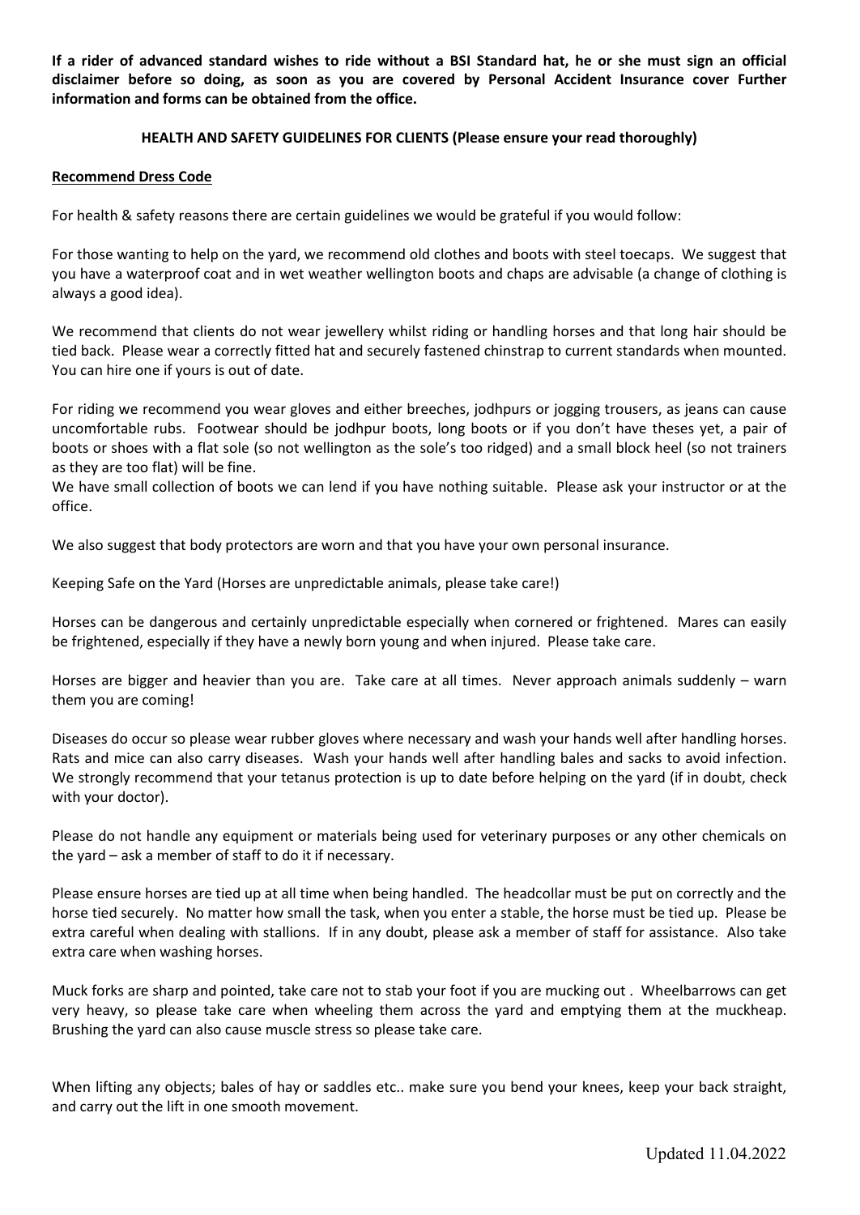**If a rider of advanced standard wishes to ride without a BSI Standard hat, he or she must sign an official disclaimer before so doing, as soon as you are covered by Personal Accident Insurance cover Further information and forms can be obtained from the office.**

**HEALTH AND SAFETY GUIDELINES FOR CLIENTS (Please ensure your read thoroughly)**

**Recommend Dress Code**

For health & safety reasons there are certain guidelines we would be grateful if you would follow:

For those wanting to help on the yard, we recommend old clothes and boots with steel toecaps. We suggest that you have a waterproof coat and in wet weather wellington boots and chaps are advisable (a change of clothing is always a good idea).

We recommend that clients do not wear jewellery whilst riding or handling horses and that long hair should be tied back. Please wear a correctly fitted hat and securely fastened chinstrap to current standards when mounted. You can hire one if yours is out of date.

For riding we recommend you wear gloves and either breeches, jodhpurs or jogging trousers, as jeans can cause uncomfortable rubs. Footwear should be jodhpur boots, long boots or if you don't have theses yet, a pair of boots or shoes with a flat sole (so not wellington as the sole's too ridged) and a small block heel (so not trainers as they are too flat) will be fine.
We have small collection of boots we can lend if you have nothing suitable. Please ask your instructor or at the office.

We also suggest that body protectors are worn and that you have your own personal insurance.

Keeping Safe on the Yard (Horses are unpredictable animals, please take care!)

Horses can be dangerous and certainly unpredictable especially when cornered or frightened. Mares can easily be frightened, especially if they have a newly born young and when injured. Please take care.

Horses are bigger and heavier than you are. Take care at all times. Never approach animals suddenly – warn them you are coming!

Diseases do occur so please wear rubber gloves where necessary and wash your hands well after handling horses. Rats and mice can also carry diseases. Wash your hands well after handling bales and sacks to avoid infection. We strongly recommend that your tetanus protection is up to date before helping on the yard (if in doubt, check with your doctor).

Please do not handle any equipment or materials being used for veterinary purposes or any other chemicals on the yard – ask a member of staff to do it if necessary.

Please ensure horses are tied up at all time when being handled. The headcollar must be put on correctly and the horse tied securely. No matter how small the task, when you enter a stable, the horse must be tied up. Please be extra careful when dealing with stallions. If in any doubt, please ask a member of staff for assistance. Also take extra care when washing horses.

Muck forks are sharp and pointed, take care not to stab your foot if you are mucking out . Wheelbarrows can get very heavy, so please take care when wheeling them across the yard and emptying them at the muckheap. Brushing the yard can also cause muscle stress so please take care.

When lifting any objects; bales of hay or saddles etc.. make sure you bend your knees, keep your back straight, and carry out the lift in one smooth movement.

Updated 11.04.2022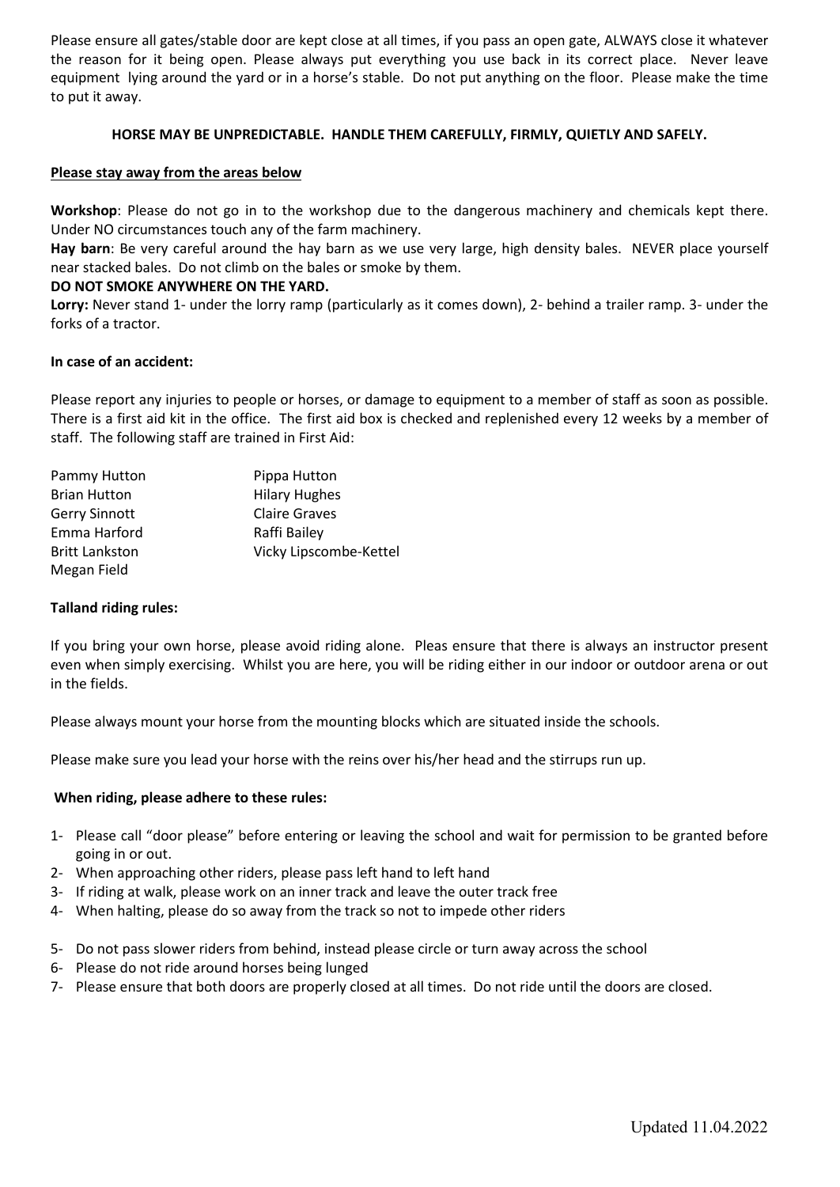Please ensure all gates/stable door are kept close at all times, if you pass an open gate, ALWAYS close it whatever the reason for it being open. Please always put everything you use back in its correct place. Never leave equipment lying around the yard or in a horse's stable. Do not put anything on the floor. Please make the time to put it away.

**HORSE MAY BE UNPREDICTABLE. HANDLE THEM CAREFULLY, FIRMLY, QUIETLY AND SAFELY.**

**Please stay away from the areas below**

**Workshop**: Please do not go in to the workshop due to the dangerous machinery and chemicals kept there. Under NO circumstances touch any of the farm machinery.

**Hay barn**: Be very careful around the hay barn as we use very large, high density bales. NEVER place yourself near stacked bales. Do not climb on the bales or smoke by them.

**DO NOT SMOKE ANYWHERE ON THE YARD.**

**Lorry:** Never stand 1- under the lorry ramp (particularly as it comes down), 2- behind a trailer ramp. 3- under the forks of a tractor.

**In case of an accident:**

Please report any injuries to people or horses, or damage to equipment to a member of staff as soon as possible. There is a first aid kit in the office. The first aid box is checked and replenished every 12 weeks by a member of staff. The following staff are trained in First Aid:

| | |
|---|---|
| Pammy Hutton | Pippa Hutton |
| Brian Hutton | Hilary Hughes |
| Gerry Sinnott | Claire Graves |
| Emma Harford | Raffi Bailey |
| Britt Lankston | Vicky Lipscombe-Kettel |
| Megan Field | |

**Talland riding rules:**

If you bring your own horse, please avoid riding alone. Pleas ensure that there is always an instructor present even when simply exercising. Whilst you are here, you will be riding either in our indoor or outdoor arena or out in the fields.

Please always mount your horse from the mounting blocks which are situated inside the schools.

Please make sure you lead your horse with the reins over his/her head and the stirrups run up.

**When riding, please adhere to these rules:**

1- Please call "door please" before entering or leaving the school and wait for permission to be granted before going in or out.
2- When approaching other riders, please pass left hand to left hand
3- If riding at walk, please work on an inner track and leave the outer track free
4- When halting, please do so away from the track so not to impede other riders
5- Do not pass slower riders from behind, instead please circle or turn away across the school
6- Please do not ride around horses being lunged
7- Please ensure that both doors are properly closed at all times. Do not ride until the doors are closed.

Updated 11.04.2022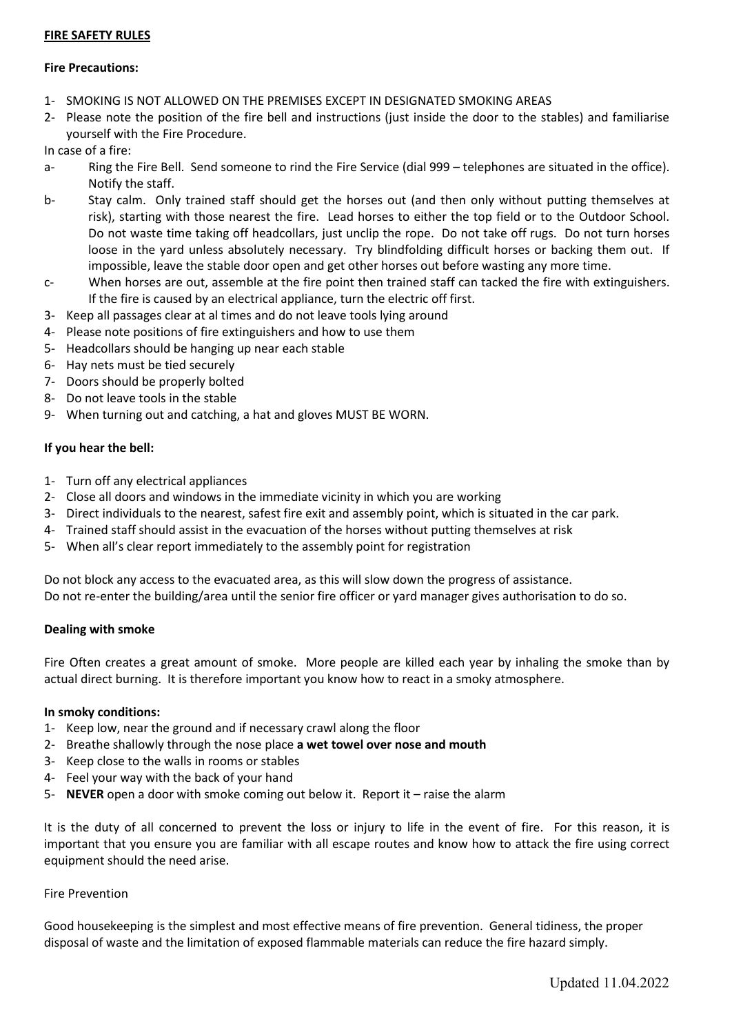**FIRE SAFETY RULES**

**Fire Precautions:**

1- SMOKING IS NOT ALLOWED ON THE PREMISES EXCEPT IN DESIGNATED SMOKING AREAS
2- Please note the position of the fire bell and instructions (just inside the door to the stables) and familiarise yourself with the Fire Procedure.

In case of a fire:

a- Ring the Fire Bell. Send someone to rind the Fire Service (dial 999 – telephones are situated in the office). Notify the staff.
b- Stay calm. Only trained staff should get the horses out (and then only without putting themselves at risk), starting with those nearest the fire. Lead horses to either the top field or to the Outdoor School. Do not waste time taking off headcollars, just unclip the rope. Do not take off rugs. Do not turn horses loose in the yard unless absolutely necessary. Try blindfolding difficult horses or backing them out. If impossible, leave the stable door open and get other horses out before wasting any more time.
c- When horses are out, assemble at the fire point then trained staff can tacked the fire with extinguishers. If the fire is caused by an electrical appliance, turn the electric off first.

3- Keep all passages clear at al times and do not leave tools lying around
4- Please note positions of fire extinguishers and how to use them
5- Headcollars should be hanging up near each stable
6- Hay nets must be tied securely
7- Doors should be properly bolted
8- Do not leave tools in the stable
9- When turning out and catching, a hat and gloves MUST BE WORN.

**If you hear the bell:**

1- Turn off any electrical appliances
2- Close all doors and windows in the immediate vicinity in which you are working
3- Direct individuals to the nearest, safest fire exit and assembly point, which is situated in the car park.
4- Trained staff should assist in the evacuation of the horses without putting themselves at risk
5- When all's clear report immediately to the assembly point for registration

Do not block any access to the evacuated area, as this will slow down the progress of assistance.
Do not re-enter the building/area until the senior fire officer or yard manager gives authorisation to do so.

**Dealing with smoke**

Fire Often creates a great amount of smoke. More people are killed each year by inhaling the smoke than by actual direct burning. It is therefore important you know how to react in a smoky atmosphere.

**In smoky conditions:**

1- Keep low, near the ground and if necessary crawl along the floor
2- Breathe shallowly through the nose place **a wet towel over nose and mouth**
3- Keep close to the walls in rooms or stables
4- Feel your way with the back of your hand
5- **NEVER** open a door with smoke coming out below it. Report it – raise the alarm

It is the duty of all concerned to prevent the loss or injury to life in the event of fire. For this reason, it is important that you ensure you are familiar with all escape routes and know how to attack the fire using correct equipment should the need arise.

Fire Prevention

Good housekeeping is the simplest and most effective means of fire prevention. General tidiness, the proper disposal of waste and the limitation of exposed flammable materials can reduce the fire hazard simply.

Updated 11.04.2022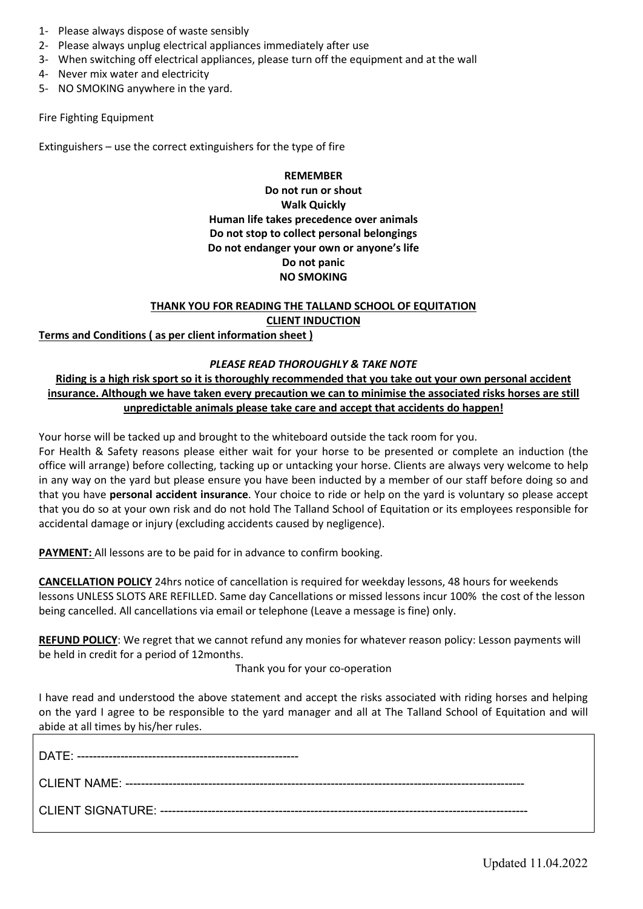1- Please always dispose of waste sensibly
2- Please always unplug electrical appliances immediately after use
3- When switching off electrical appliances, please turn off the equipment and at the wall
4- Never mix water and electricity
5- NO SMOKING anywhere in the yard.

Fire Fighting Equipment

Extinguishers – use the correct extinguishers for the type of fire

**REMEMBER**
**Do not run or shout**
**Walk Quickly**
**Human life takes precedence over animals**
**Do not stop to collect personal belongings**
**Do not endanger your own or anyone's life**
**Do not panic**
**NO SMOKING**

**THANK YOU FOR READING THE TALLAND SCHOOL OF EQUITATION CLIENT INDUCTION**

**Terms and Conditions ( as per client information sheet )**

***PLEASE READ THOROUGHLY & TAKE NOTE***

**Riding is a high risk sport so it is thoroughly recommended that you take out your own personal accident insurance. Although we have taken every precaution we can to minimise the associated risks horses are still unpredictable animals please take care and accept that accidents do happen!**

Your horse will be tacked up and brought to the whiteboard outside the tack room for you.
For Health & Safety reasons please either wait for your horse to be presented or complete an induction (the office will arrange) before collecting, tacking up or untacking your horse. Clients are always very welcome to help in any way on the yard but please ensure you have been inducted by a member of our staff before doing so and that you have **personal accident insurance**. Your choice to ride or help on the yard is voluntary so please accept that you do so at your own risk and do not hold The Talland School of Equitation or its employees responsible for accidental damage or injury (excluding accidents caused by negligence).

**PAYMENT:** All lessons are to be paid for in advance to confirm booking.

**CANCELLATION POLICY** 24hrs notice of cancellation is required for weekday lessons, 48 hours for weekends lessons UNLESS SLOTS ARE REFILLED. Same day Cancellations or missed lessons incur 100% the cost of the lesson being cancelled. All cancellations via email or telephone (Leave a message is fine) only.

**REFUND POLICY**: We regret that we cannot refund any monies for whatever reason policy: Lesson payments will be held in credit for a period of 12months.

Thank you for your co-operation

I have read and understood the above statement and accept the risks associated with riding horses and helping on the yard I agree to be responsible to the yard manager and all at The Talland School of Equitation and will abide at all times by his/her rules.

DATE: -------------------------------------------------------

CLIENT NAME: ----------------------------------------------------------------------------------------------------

CLIENT SIGNATURE: -------------------------------------------------------------------------------------------

Updated 11.04.2022